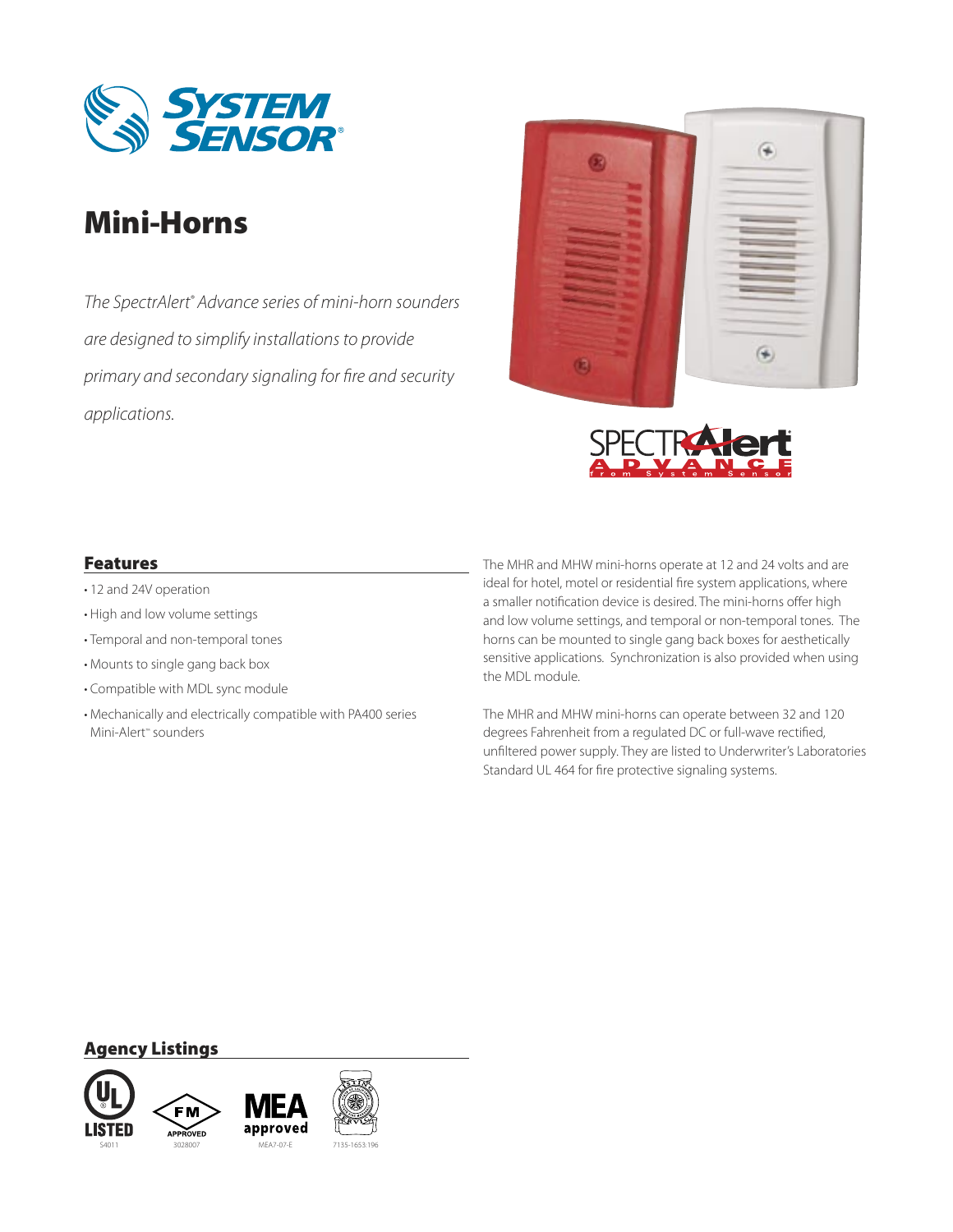# Mini-Horns

*The SpectrAlert® Advance series of mini-horn sounders are designed to simplify installations to provide primary and secondary signaling for fire and security applications.*

## Features

- 12 and 24V operation
- High and low volume settings
- Temporal and non-temporal tones
- Mounts to single gang back box
- Compatible with MDL sync module
- Mechanically and electrically compatible with PA400 series Mini-Alert™ sounders

The MHR and MHW mini-horns operate at 12 and 24 volts and are ideal for hotel, motel or residential fire system applications, where a smaller notification device is desired. The mini-horns offer high and low volume settings, and temporal or non-temporal tones. The horns can be mounted to single gang back boxes for aesthetically sensitive applications. Synchronization is also provided when using the MDL module.

The MHR and MHW mini-horns can operate between 32 and 120 degrees Fahrenheit from a regulated DC or full-wave rectified, unfiltered power supply. They are listed to Underwriter's Laboratories Standard UL 464 for fire protective signaling systems.

## Agency Listings

S4011

3028007

MEA7-07-E

7135-1653:196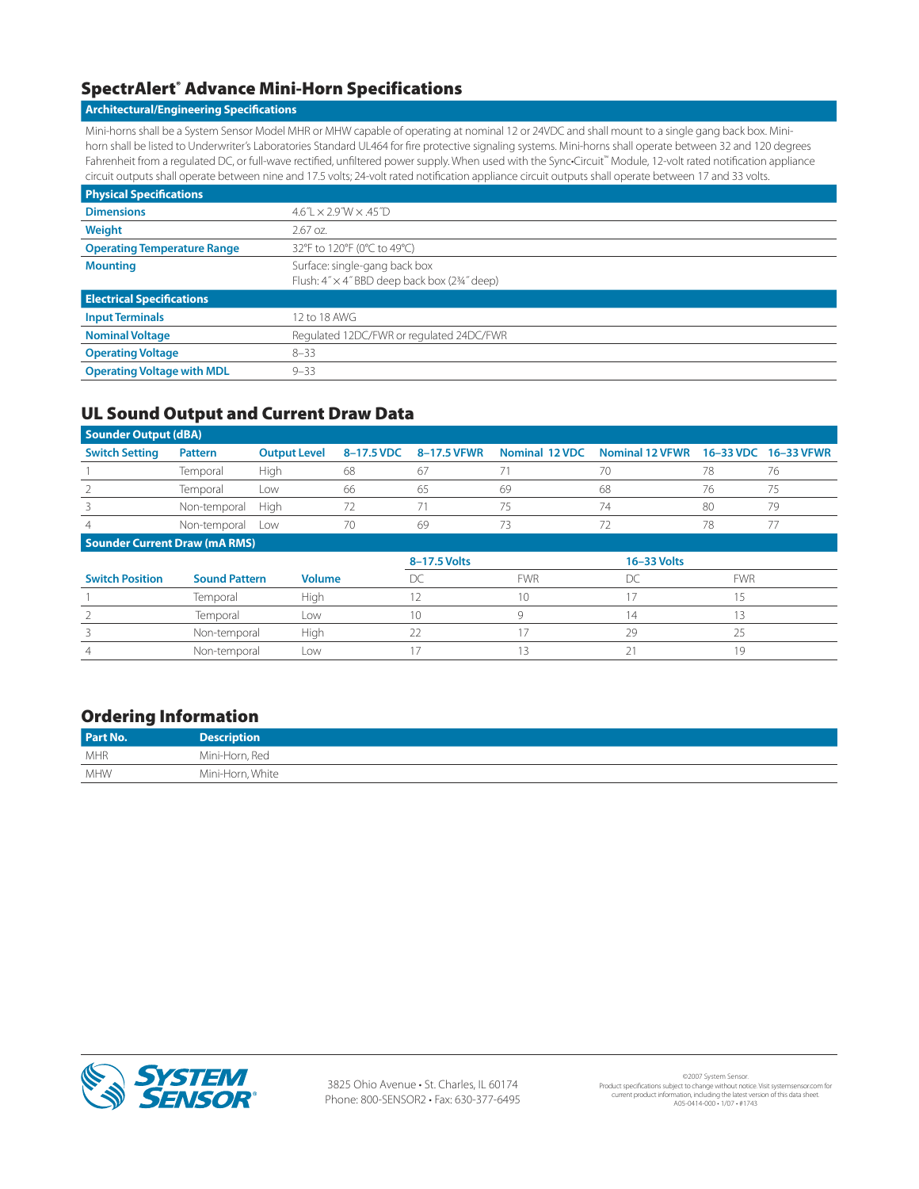## SpectrAlert® Advance Mini-Horn Specifications

### Architectural/Engineering Specifications

Mini-horns shall be a System Sensor Model MHR or MHW capable of operating at nominal 12 or 24VDC and shall mount to a single gang back box. Mini-horn shall be listed to Underwriter's Laboratories Standard UL464 for fire protective signaling systems. Mini-horns shall operate between 32 and 120 degrees Fahrenheit from a regulated DC, or full-wave rectified, unfiltered power supply. When used with the Sync•Circuit™ Module, 12-volt rated notification appliance circuit outputs shall operate between nine and 17.5 volts; 24-volt rated notification appliance circuit outputs shall operate between 17 and 33 volts.

| Physical Specifications | |
|---|---|
| **Dimensions** | 4.6″L × 2.9″W × .45″D |
| **Weight** | 2.67 oz. |
| **Operating Temperature Range** | 32°F to 120°F (0°C to 49°C) |
| **Mounting** | Surface: single-gang back box<br>Flush: 4″ × 4″ BBD deep back box (2¾″ deep) |

| Electrical Specifications | |
|---|---|
| **Input Terminals** | 12 to 18 AWG |
| **Nominal Voltage** | Regulated 12DC/FWR or regulated 24DC/FWR |
| **Operating Voltage** | 8–33 |
| **Operating Voltage with MDL** | 9–33 |

## UL Sound Output and Current Draw Data

**Sounder Output (dBA)**

| Switch Setting | Pattern | Output Level | 8–17.5 VDC | 8–17.5 VFWR | Nominal 12 VDC | Nominal 12 VFWR | 16–33 VDC | 16–33 VFWR |
|---|---|---|---|---|---|---|---|---|
| 1 | Temporal | High | 68 | 67 | 71 | 70 | 78 | 76 |
| 2 | Temporal | Low | 66 | 65 | 69 | 68 | 76 | 75 |
| 3 | Non-temporal | High | 72 | 71 | 75 | 74 | 80 | 79 |
| 4 | Non-temporal | Low | 70 | 69 | 73 | 72 | 78 | 77 |

**Sounder Current Draw (mA RMS)**

| | | | 8–17.5 Volts | | 16–33 Volts | |
|---|---|---|---|---|---|---|
| **Switch Position** | **Sound Pattern** | **Volume** | DC | FWR | DC | FWR |
| 1 | Temporal | High | 12 | 10 | 17 | 15 |
| 2 | Temporal | Low | 10 | 9 | 14 | 13 |
| 3 | Non-temporal | High | 22 | 17 | 29 | 25 |
| 4 | Non-temporal | Low | 17 | 13 | 21 | 19 |

## Ordering Information

| Part No. | Description |
|---|---|
| MHR | Mini-Horn, Red |
| MHW | Mini-Horn, White |

SYSTEM SENSOR®

3825 Ohio Avenue • St. Charles, IL 60174
Phone: 800-SENSOR2 • Fax: 630-377-6495

©2007 System Sensor.
Product specifications subject to change without notice. Visit systemsensor.com for current product information, including the latest version of this data sheet.
A05-0414-000 • 1/07 • #1743